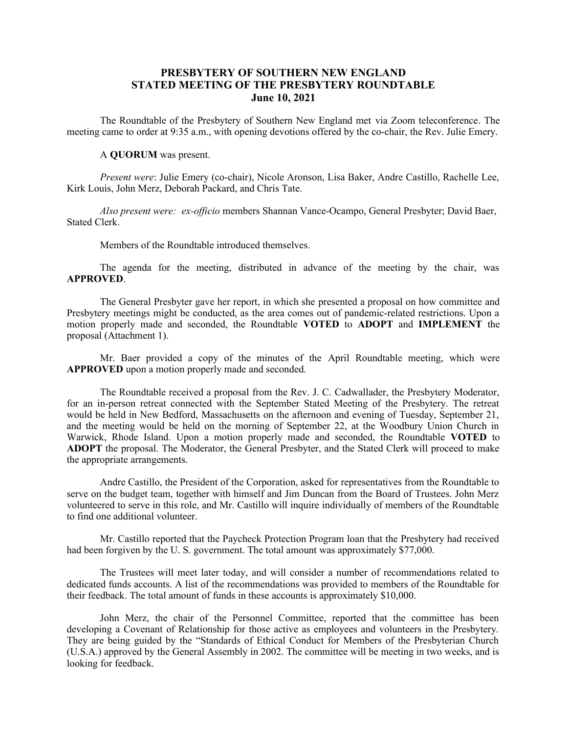# PRESBYTERY OF SOUTHERN NEW ENGLAND
# STATED MEETING OF THE PRESBYTERY ROUNDTABLE
# June 10, 2021

The Roundtable of the Presbytery of Southern New England met via Zoom teleconference. The meeting came to order at 9:35 a.m., with opening devotions offered by the co-chair, the Rev. Julie Emery.

A **QUORUM** was present.

*Present were*: Julie Emery (co-chair), Nicole Aronson, Lisa Baker, Andre Castillo, Rachelle Lee, Kirk Louis, John Merz, Deborah Packard, and Chris Tate.

*Also present were: ex-officio* members Shannan Vance-Ocampo, General Presbyter; David Baer, Stated Clerk.

Members of the Roundtable introduced themselves.

The agenda for the meeting, distributed in advance of the meeting by the chair, was **APPROVED**.

The General Presbyter gave her report, in which she presented a proposal on how committee and Presbytery meetings might be conducted, as the area comes out of pandemic-related restrictions. Upon a motion properly made and seconded, the Roundtable **VOTED** to **ADOPT** and **IMPLEMENT** the proposal (Attachment 1).

Mr. Baer provided a copy of the minutes of the April Roundtable meeting, which were **APPROVED** upon a motion properly made and seconded.

The Roundtable received a proposal from the Rev. J. C. Cadwallader, the Presbytery Moderator, for an in-person retreat connected with the September Stated Meeting of the Presbytery. The retreat would be held in New Bedford, Massachusetts on the afternoon and evening of Tuesday, September 21, and the meeting would be held on the morning of September 22, at the Woodbury Union Church in Warwick, Rhode Island. Upon a motion properly made and seconded, the Roundtable **VOTED** to **ADOPT** the proposal. The Moderator, the General Presbyter, and the Stated Clerk will proceed to make the appropriate arrangements.

Andre Castillo, the President of the Corporation, asked for representatives from the Roundtable to serve on the budget team, together with himself and Jim Duncan from the Board of Trustees. John Merz volunteered to serve in this role, and Mr. Castillo will inquire individually of members of the Roundtable to find one additional volunteer.

Mr. Castillo reported that the Paycheck Protection Program loan that the Presbytery had received had been forgiven by the U. S. government. The total amount was approximately $77,000.

The Trustees will meet later today, and will consider a number of recommendations related to dedicated funds accounts. A list of the recommendations was provided to members of the Roundtable for their feedback. The total amount of funds in these accounts is approximately $10,000.

John Merz, the chair of the Personnel Committee, reported that the committee has been developing a Covenant of Relationship for those active as employees and volunteers in the Presbytery. They are being guided by the "Standards of Ethical Conduct for Members of the Presbyterian Church (U.S.A.) approved by the General Assembly in 2002. The committee will be meeting in two weeks, and is looking for feedback.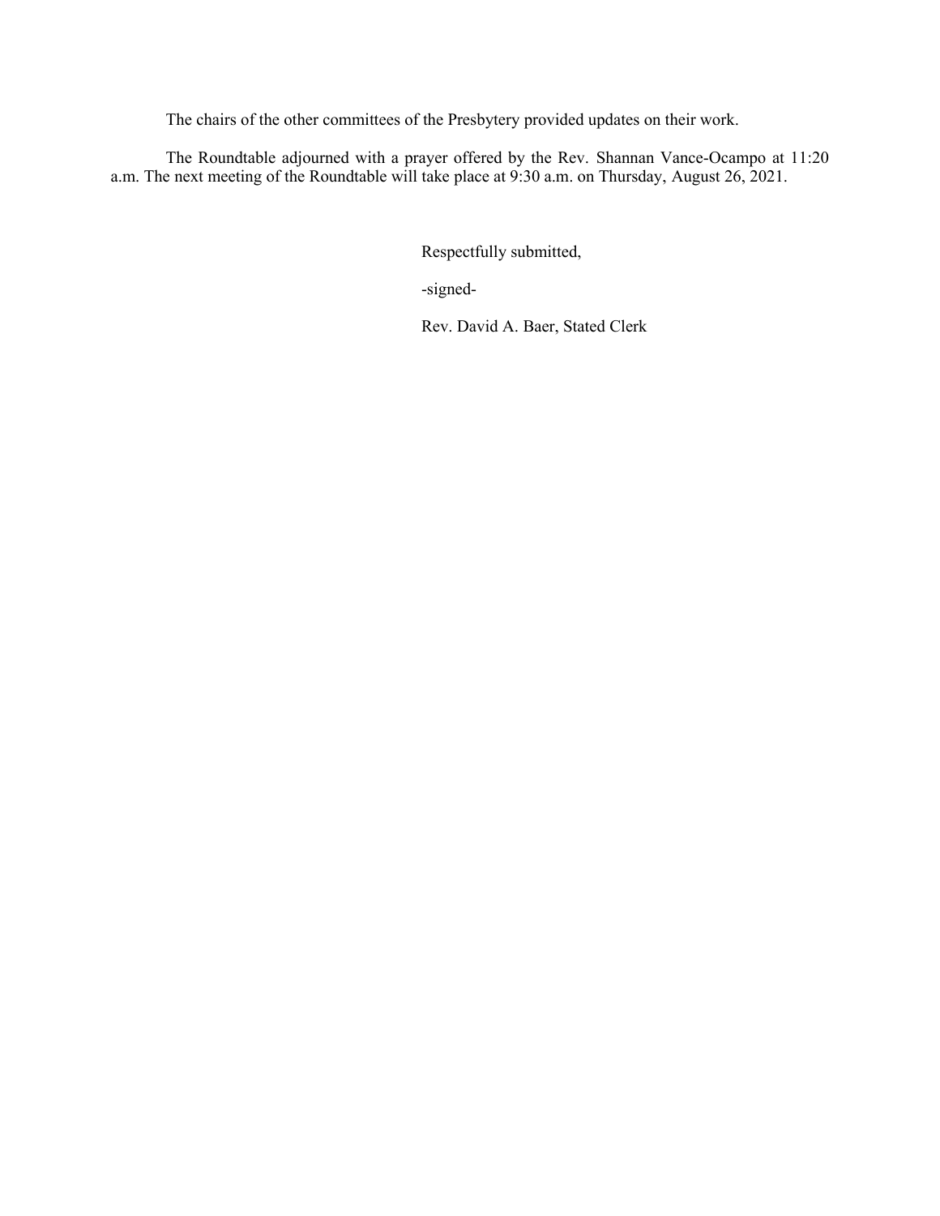The chairs of the other committees of the Presbytery provided updates on their work.

The Roundtable adjourned with a prayer offered by the Rev. Shannan Vance-Ocampo at 11:20 a.m. The next meeting of the Roundtable will take place at 9:30 a.m. on Thursday, August 26, 2021.

Respectfully submitted,

-signed-

Rev. David A. Baer, Stated Clerk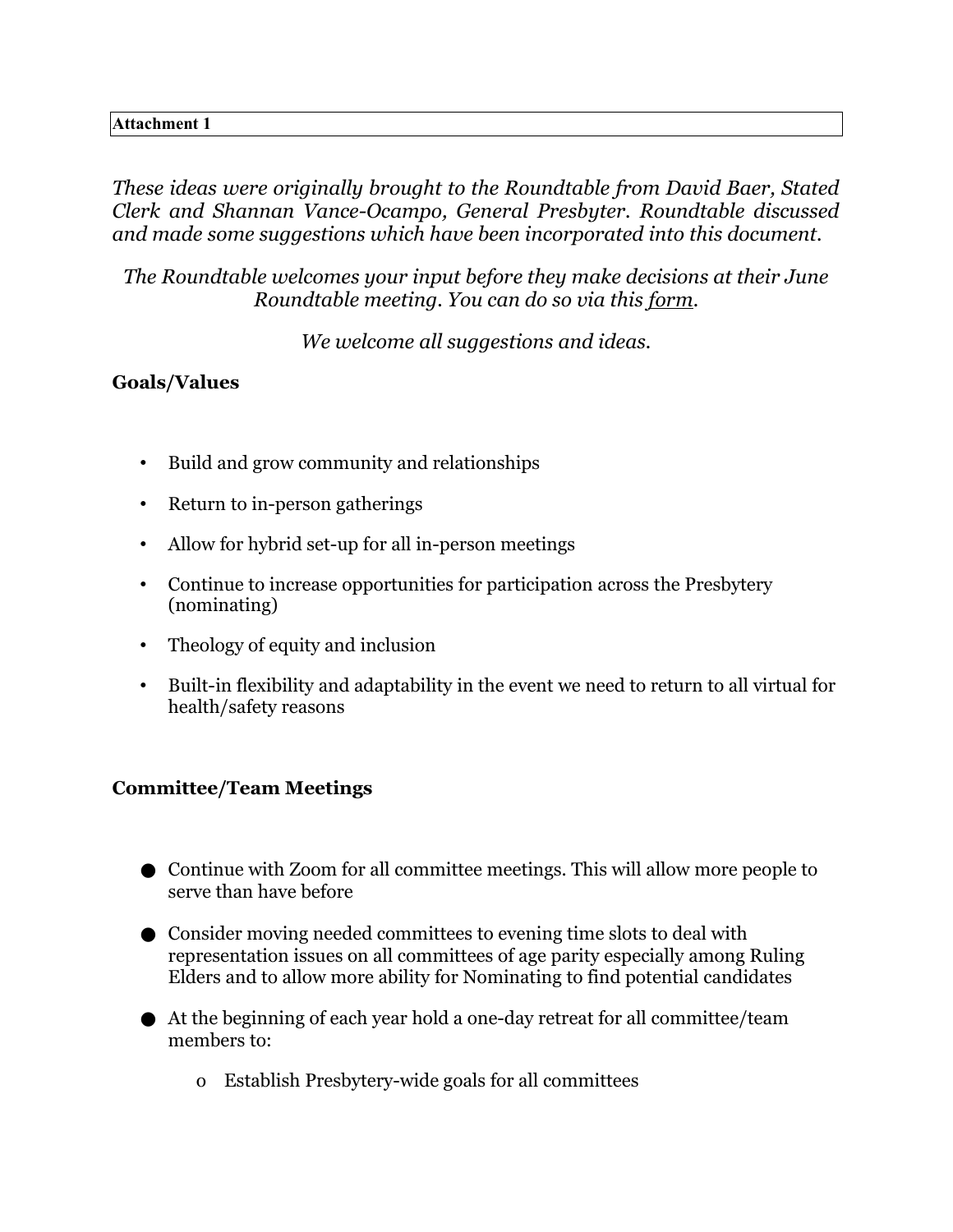**Attachment 1**

*These ideas were originally brought to the Roundtable from David Baer, Stated Clerk and Shannan Vance-Ocampo, General Presbyter. Roundtable discussed and made some suggestions which have been incorporated into this document.*

*The Roundtable welcomes your input before they make decisions at their June Roundtable meeting. You can do so via this form.*

*We welcome all suggestions and ideas.*

## Goals/Values

- Build and grow community and relationships
- Return to in-person gatherings
- Allow for hybrid set-up for all in-person meetings
- Continue to increase opportunities for participation across the Presbytery (nominating)
- Theology of equity and inclusion
- Built-in flexibility and adaptability in the event we need to return to all virtual for health/safety reasons

## Committee/Team Meetings

- Continue with Zoom for all committee meetings. This will allow more people to serve than have before
- Consider moving needed committees to evening time slots to deal with representation issues on all committees of age parity especially among Ruling Elders and to allow more ability for Nominating to find potential candidates
- At the beginning of each year hold a one-day retreat for all committee/team members to:
    - Establish Presbytery-wide goals for all committees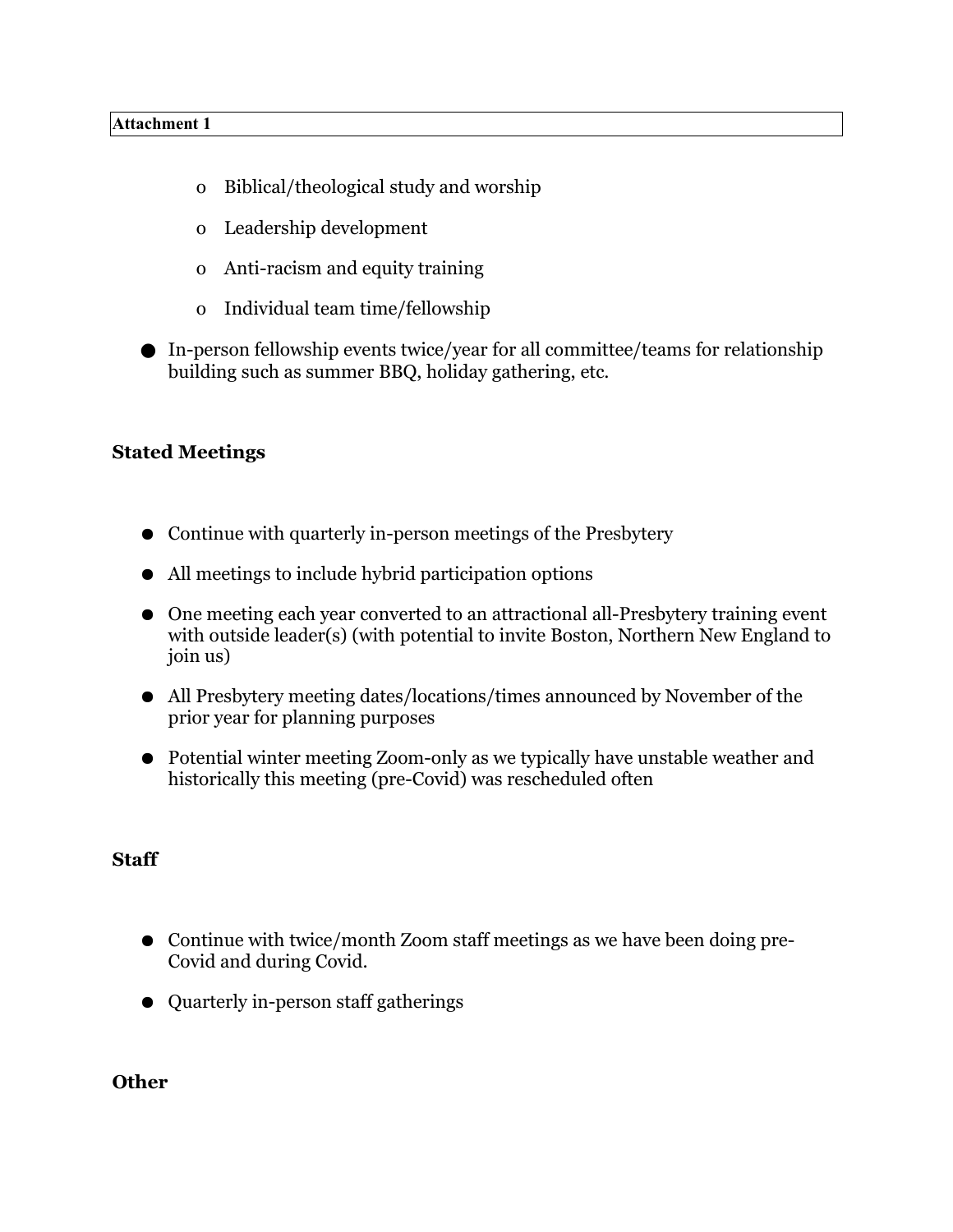**Attachment 1**

    - Biblical/theological study and worship
    - Leadership development
    - Anti-racism and equity training
    - Individual team time/fellowship
- In-person fellowship events twice/year for all committee/teams for relationship building such as summer BBQ, holiday gathering, etc.

**Stated Meetings**

- Continue with quarterly in-person meetings of the Presbytery
- All meetings to include hybrid participation options
- One meeting each year converted to an attractional all-Presbytery training event with outside leader(s) (with potential to invite Boston, Northern New England to join us)
- All Presbytery meeting dates/locations/times announced by November of the prior year for planning purposes
- Potential winter meeting Zoom-only as we typically have unstable weather and historically this meeting (pre-Covid) was rescheduled often

**Staff**

- Continue with twice/month Zoom staff meetings as we have been doing pre-Covid and during Covid.
- Quarterly in-person staff gatherings

**Other**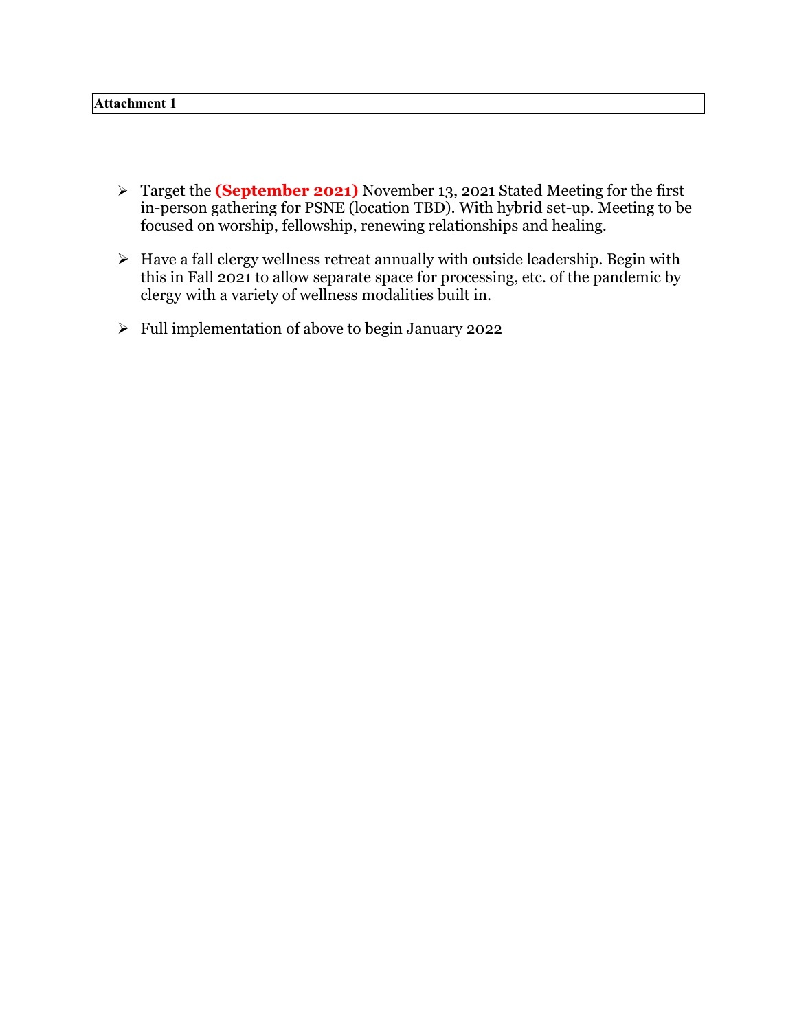**Attachment 1**

- Target the **(September 2021)** November 13, 2021 Stated Meeting for the first in-person gathering for PSNE (location TBD). With hybrid set-up. Meeting to be focused on worship, fellowship, renewing relationships and healing.
- Have a fall clergy wellness retreat annually with outside leadership. Begin with this in Fall 2021 to allow separate space for processing, etc. of the pandemic by clergy with a variety of wellness modalities built in.
- Full implementation of above to begin January 2022